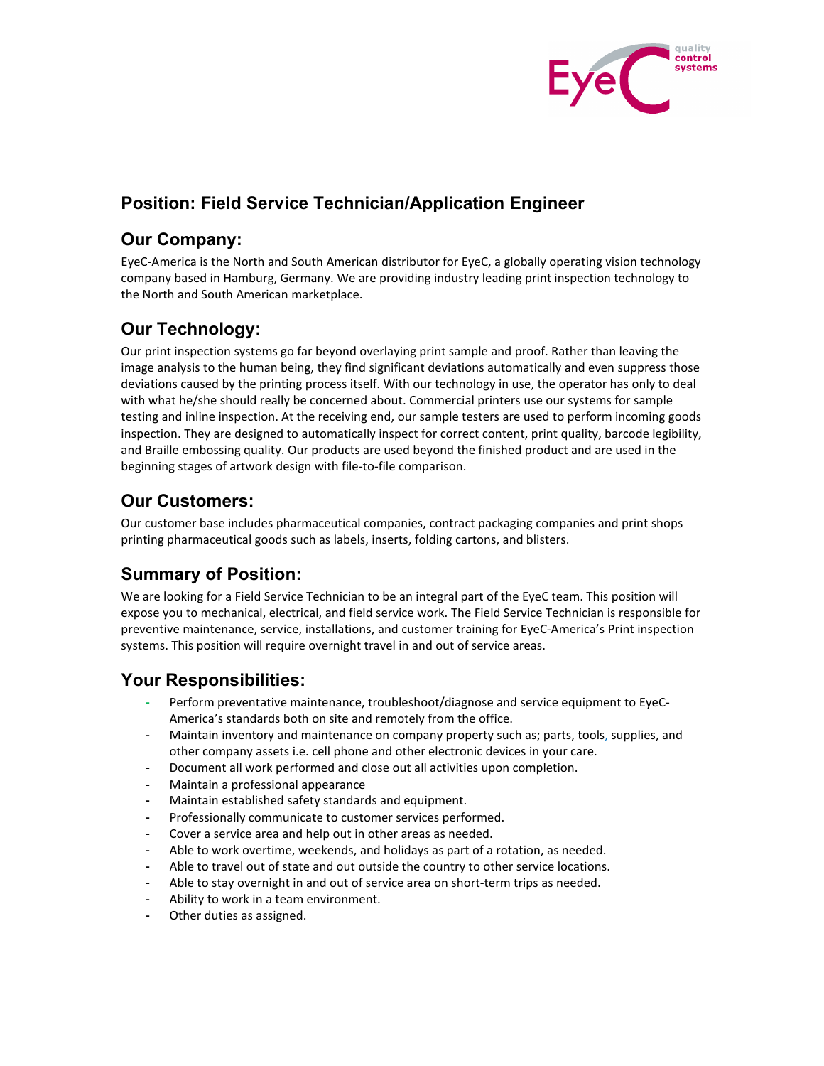## Position: Field Service Technician/Application Engineer

### Our Company:

EyeC-America is the North and South American distributor for EyeC, a globally operating vision technology company based in Hamburg, Germany. We are providing industry leading print inspection technology to the North and South American marketplace.

### Our Technology:

Our print inspection systems go far beyond overlaying print sample and proof. Rather than leaving the image analysis to the human being, they find significant deviations automatically and even suppress those deviations caused by the printing process itself. With our technology in use, the operator has only to deal with what he/she should really be concerned about. Commercial printers use our systems for sample testing and inline inspection. At the receiving end, our sample testers are used to perform incoming goods inspection. They are designed to automatically inspect for correct content, print quality, barcode legibility, and Braille embossing quality. Our products are used beyond the finished product and are used in the beginning stages of artwork design with file-to-file comparison.

### Our Customers:

Our customer base includes pharmaceutical companies, contract packaging companies and print shops printing pharmaceutical goods such as labels, inserts, folding cartons, and blisters.

### Summary of Position:

We are looking for a Field Service Technician to be an integral part of the EyeC team. This position will expose you to mechanical, electrical, and field service work. The Field Service Technician is responsible for preventive maintenance, service, installations, and customer training for EyeC-America's Print inspection systems. This position will require overnight travel in and out of service areas.

### Your Responsibilities:

- Perform preventative maintenance, troubleshoot/diagnose and service equipment to EyeC-America's standards both on site and remotely from the office.
- Maintain inventory and maintenance on company property such as; parts, tools, supplies, and other company assets i.e. cell phone and other electronic devices in your care.
- Document all work performed and close out all activities upon completion.
- Maintain a professional appearance
- Maintain established safety standards and equipment.
- Professionally communicate to customer services performed.
- Cover a service area and help out in other areas as needed.
- Able to work overtime, weekends, and holidays as part of a rotation, as needed.
- Able to travel out of state and out outside the country to other service locations.
- Able to stay overnight in and out of service area on short-term trips as needed.
- Ability to work in a team environment.
- Other duties as assigned.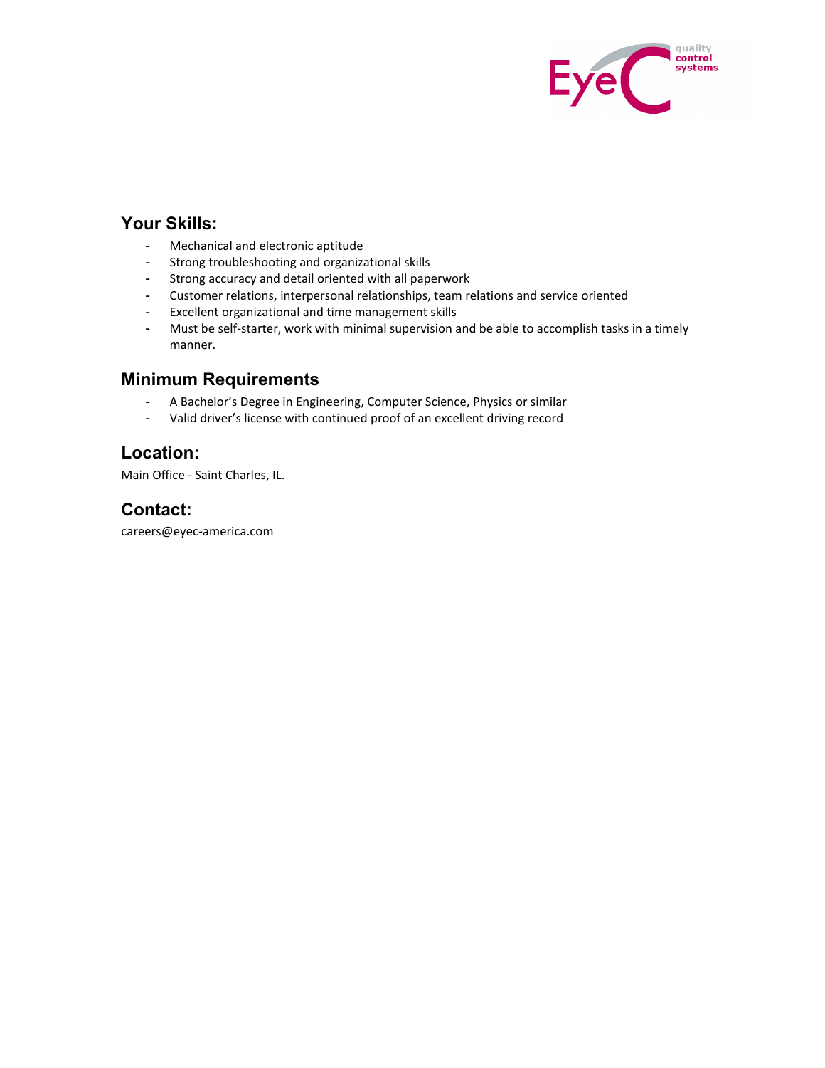## Your Skills:

- Mechanical and electronic aptitude
- Strong troubleshooting and organizational skills
- Strong accuracy and detail oriented with all paperwork
- Customer relations, interpersonal relationships, team relations and service oriented
- Excellent organizational and time management skills
- Must be self-starter, work with minimal supervision and be able to accomplish tasks in a timely manner.

## Minimum Requirements

- A Bachelor's Degree in Engineering, Computer Science, Physics or similar
- Valid driver's license with continued proof of an excellent driving record

## Location:

Main Office - Saint Charles, IL.

## Contact:

careers@eyec-america.com